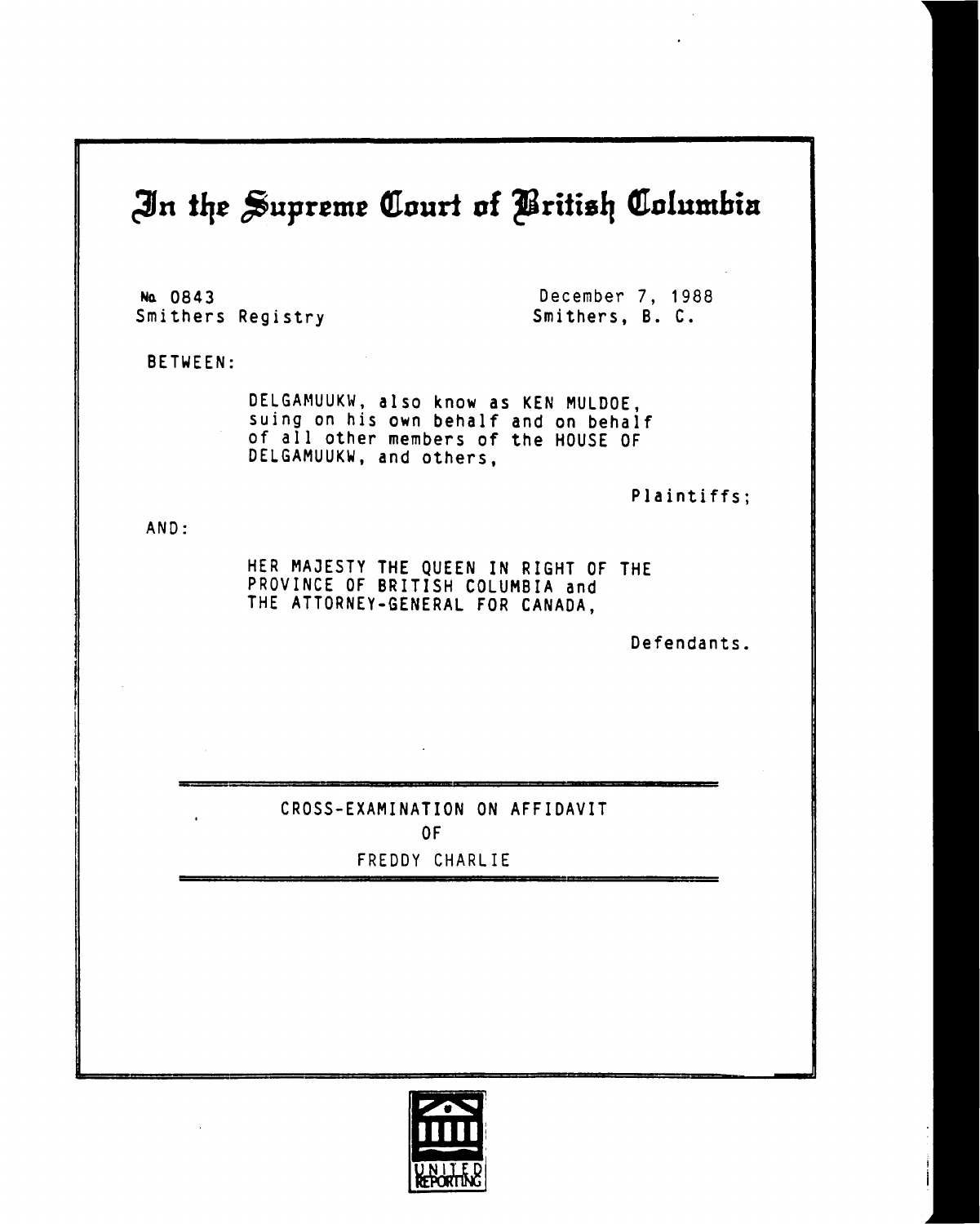# In the Supreme Court of British Columbia

No. 0843
Smithers Registry

December 7, 1988
Smithers, B. C.

BETWEEN:

DELGAMUUKW, also know as KEN MULDOE, suing on his own behalf and on behalf of all other members of the HOUSE OF DELGAMUUKW, and others,

Plaintiffs;

AND:

HER MAJESTY THE QUEEN IN RIGHT OF THE PROVINCE OF BRITISH COLUMBIA and THE ATTORNEY-GENERAL FOR CANADA,

Defendants.

---

CROSS-EXAMINATION ON AFFIDAVIT
OF
FREDDY CHARLIE

---

UNITED REPORTING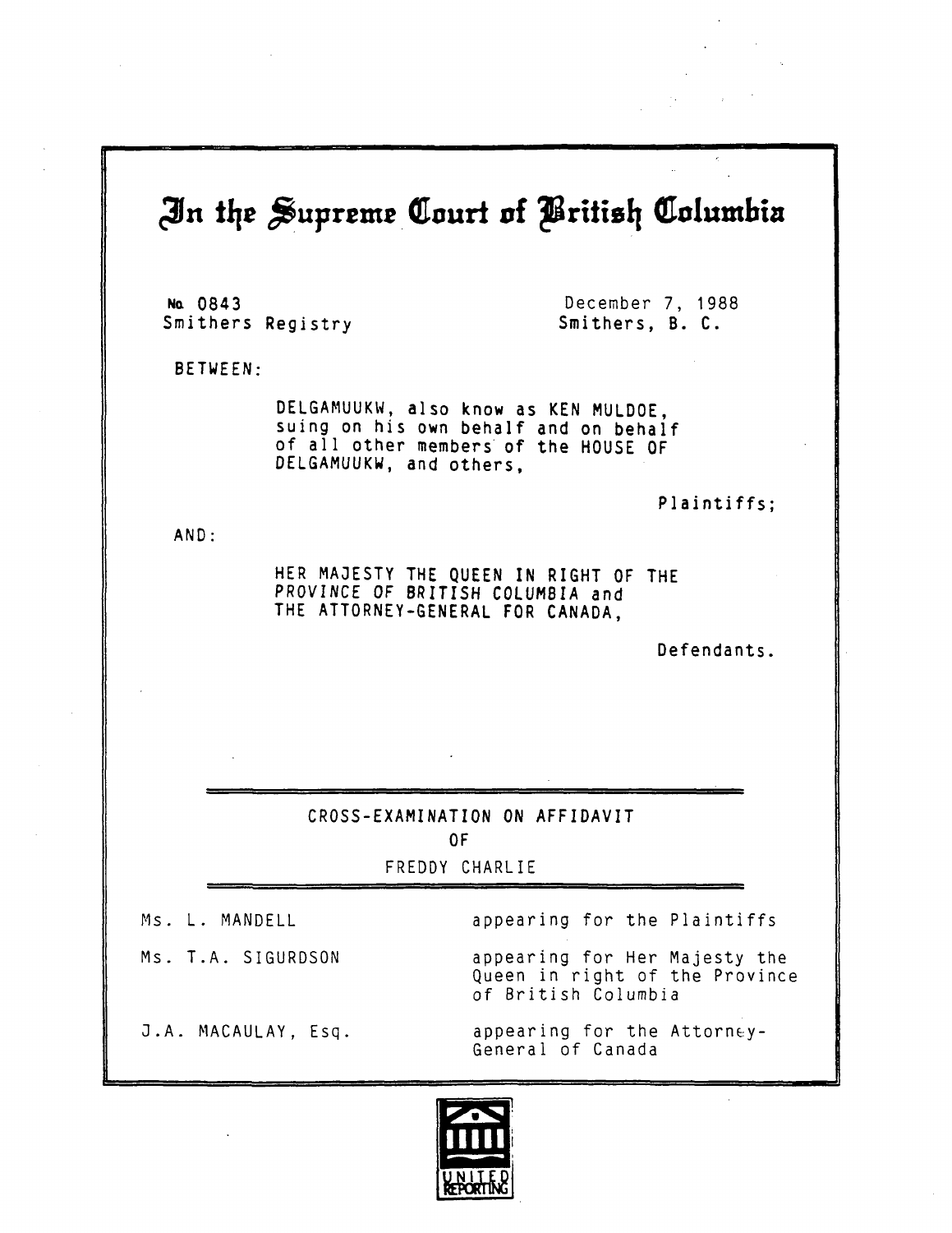# In the Supreme Court of British Columbia

No. 0843
Smithers Registry

December 7, 1988
Smithers, B. C.

BETWEEN:

DELGAMUUKW, also know as KEN MULDOE, suing on his own behalf and on behalf of all other members of the HOUSE OF DELGAMUUKW, and others,

Plaintiffs;

AND:

HER MAJESTY THE QUEEN IN RIGHT OF THE PROVINCE OF BRITISH COLUMBIA and THE ATTORNEY-GENERAL FOR CANADA,

Defendants.

---

## CROSS-EXAMINATION ON AFFIDAVIT
## OF
## FREDDY CHARLIE

---

| | |
|---|---|
| Ms. L. MANDELL | appearing for the Plaintiffs |
| Ms. T.A. SIGURDSON | appearing for Her Majesty the Queen in right of the Province of British Columbia |
| J.A. MACAULAY, Esq. | appearing for the Attorney-General of Canada |

UNITED REPORTING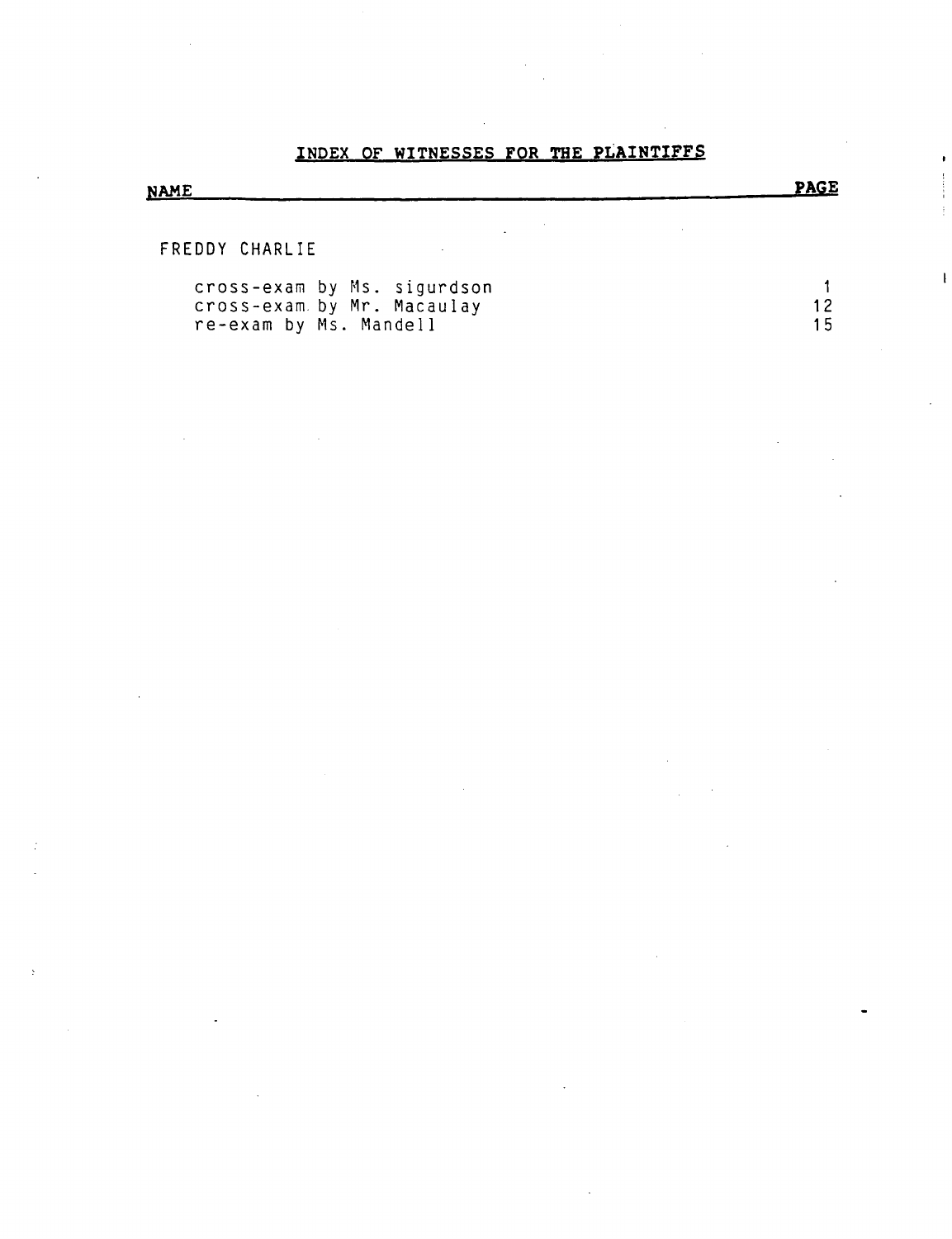# INDEX OF WITNESSES FOR THE PLAINTIFFS

| NAME | PAGE |
|---|---|
| FREDDY CHARLIE | |
| cross-exam by Ms. sigurdson | 1 |
| cross-exam by Mr. Macaulay | 12 |
| re-exam by Ms. Mandell | 15 |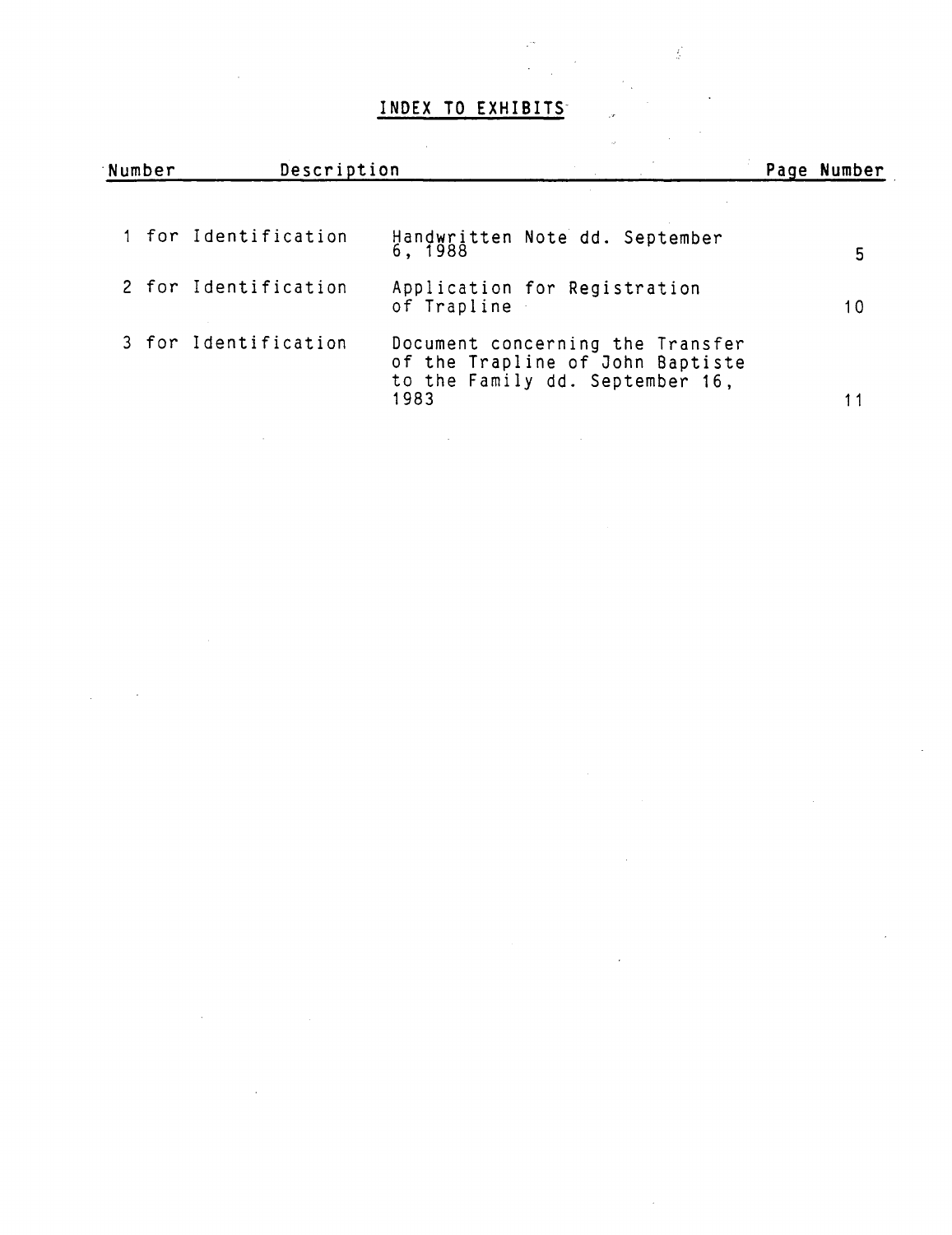# INDEX TO EXHIBITS

| Number | Description | Page Number |
|---|---|---|
| 1 for Identification | Handwritten Note dd. September 6, 1988 | 5 |
| 2 for Identification | Application for Registration of Trapline | 10 |
| 3 for Identification | Document concerning the Transfer of the Trapline of John Baptiste to the Family dd. September 16, 1983 | 11 |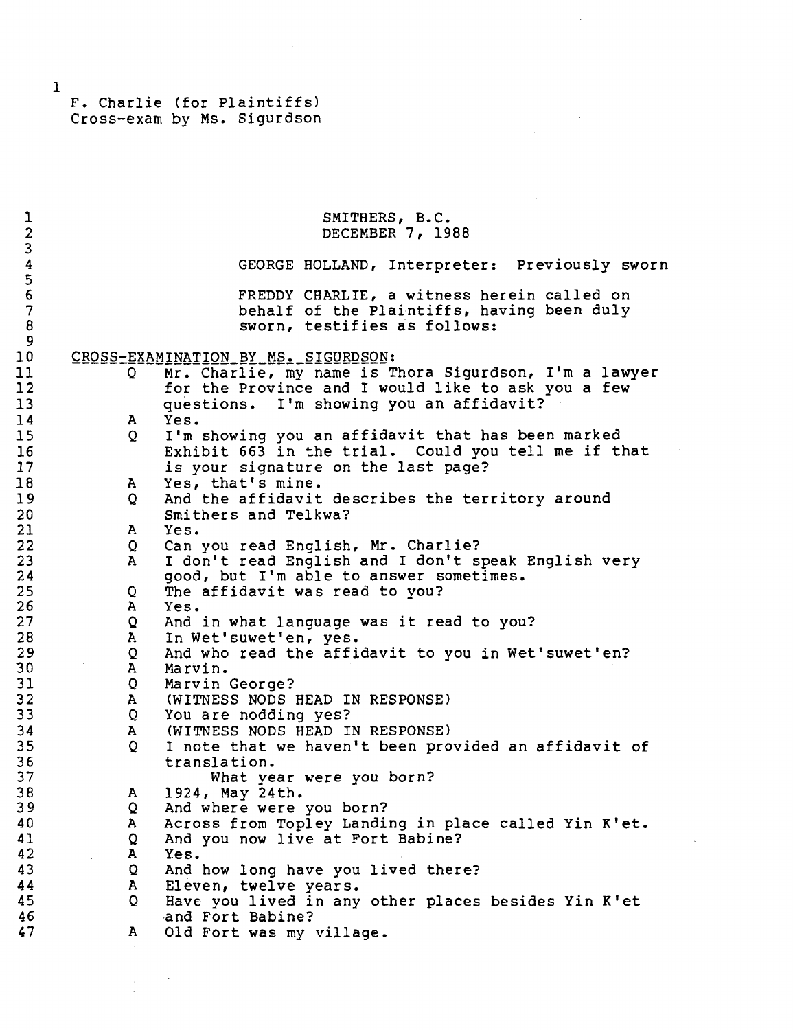F. Charlie (for Plaintiffs)
Cross-exam by Ms. Sigurdson

SMITHERS, B.C.
DECEMBER 7, 1988

GEORGE HOLLAND, Interpreter: Previously sworn

FREDDY CHARLIE, a witness herein called on behalf of the Plaintiffs, having been duly sworn, testifies as follows:

CROSS-EXAMINATION BY MS. SIGURDSON:

Q Mr. Charlie, my name is Thora Sigurdson, I'm a lawyer for the Province and I would like to ask you a few questions. I'm showing you an affidavit?

A Yes.

Q I'm showing you an affidavit that has been marked Exhibit 663 in the trial. Could you tell me if that is your signature on the last page?

A Yes, that's mine.

Q And the affidavit describes the territory around Smithers and Telkwa?

A Yes.

Q Can you read English, Mr. Charlie?

A I don't read English and I don't speak English very good, but I'm able to answer sometimes.

Q The affidavit was read to you?

A Yes.

Q And in what language was it read to you?

A In Wet'suwet'en, yes.

Q And who read the affidavit to you in Wet'suwet'en?

A Marvin.

Q Marvin George?

A (WITNESS NODS HEAD IN RESPONSE)

Q You are nodding yes?

A (WITNESS NODS HEAD IN RESPONSE)

Q I note that we haven't been provided an affidavit of translation.
What year were you born?

A 1924, May 24th.

Q And where were you born?

A Across from Topley Landing in place called Yin K'et.

Q And you now live at Fort Babine?

A Yes.

Q And how long have you lived there?

A Eleven, twelve years.

Q Have you lived in any other places besides Yin K'et and Fort Babine?

A Old Fort was my village.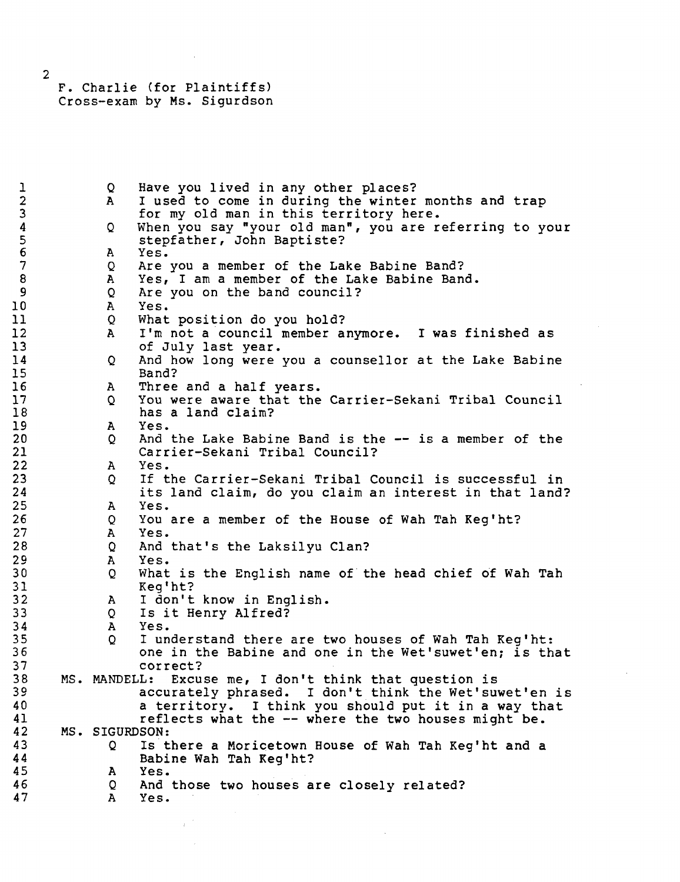F. Charlie (for Plaintiffs)
Cross-exam by Ms. Sigurdson

Q Have you lived in any other places?

A I used to come in during the winter months and trap for my old man in this territory here.

Q When you say "your old man", you are referring to your stepfather, John Baptiste?

A Yes.

Q Are you a member of the Lake Babine Band?

A Yes, I am a member of the Lake Babine Band.

Q Are you on the band council?

A Yes.

Q What position do you hold?

A I'm not a council member anymore. I was finished as of July last year.

Q And how long were you a counsellor at the Lake Babine Band?

A Three and a half years.

Q You were aware that the Carrier-Sekani Tribal Council has a land claim?

A Yes.

Q And the Lake Babine Band is the -- is a member of the Carrier-Sekani Tribal Council?

A Yes.

Q If the Carrier-Sekani Tribal Council is successful in its land claim, do you claim an interest in that land?

A Yes.

Q You are a member of the House of Wah Tah Keg'ht?

A Yes.

Q And that's the Laksilyu Clan?

A Yes.

Q What is the English name of the head chief of Wah Tah Keg'ht?

A I don't know in English.

Q Is it Henry Alfred?

A Yes.

Q I understand there are two houses of Wah Tah Keg'ht: one in the Babine and one in the Wet'suwet'en; is that correct?

MS. MANDELL: Excuse me, I don't think that question is accurately phrased. I don't think the Wet'suwet'en is a territory. I think you should put it in a way that reflects what the -- where the two houses might be.

MS. SIGURDSON:

Q Is there a Moricetown House of Wah Tah Keg'ht and a Babine Wah Tah Keg'ht?

A Yes.

Q And those two houses are closely related?

A Yes.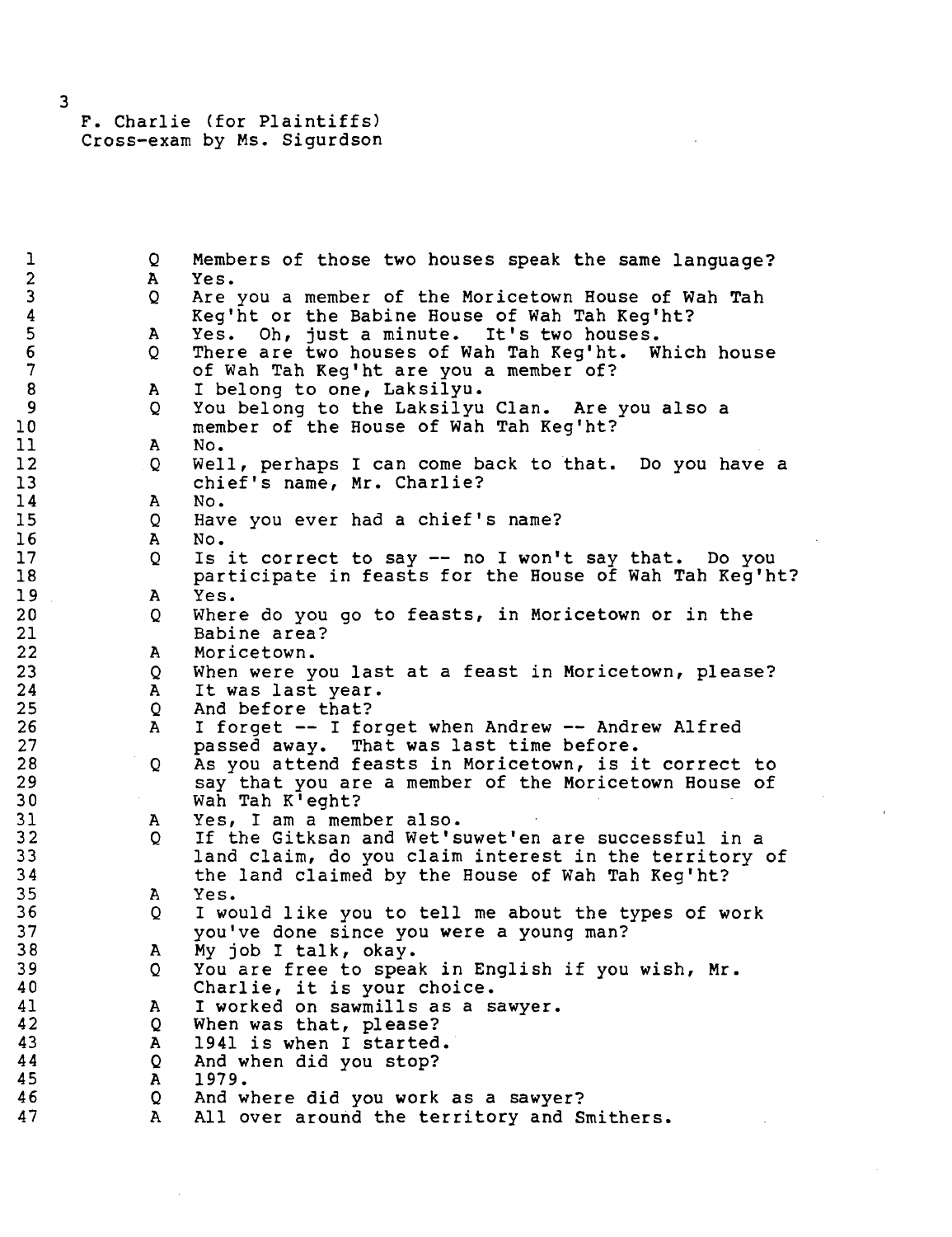F. Charlie (for Plaintiffs)
Cross-exam by Ms. Sigurdson

```
1          Q   Members of those two houses speak the same language?
2          A   Yes.
3          Q   Are you a member of the Moricetown House of Wah Tah
4              Keg'ht or the Babine House of Wah Tah Keg'ht?
5          A   Yes.  Oh, just a minute.  It's two houses.
6          Q   There are two houses of Wah Tah Keg'ht.  Which house
7              of Wah Tah Keg'ht are you a member of?
8          A   I belong to one, Laksilyu.
9          Q   You belong to the Laksilyu Clan.  Are you also a
10             member of the House of Wah Tah Keg'ht?
11         A   No.
12         Q   Well, perhaps I can come back to that.  Do you have a
13             chief's name, Mr. Charlie?
14         A   No.
15         Q   Have you ever had a chief's name?
16         A   No.
17         Q   Is it correct to say -- no I won't say that.  Do you
18             participate in feasts for the House of Wah Tah Keg'ht?
19         A   Yes.
20         Q   Where do you go to feasts, in Moricetown or in the
21             Babine area?
22         A   Moricetown.
23         Q   When were you last at a feast in Moricetown, please?
24         A   It was last year.
25         Q   And before that?
26         A   I forget -- I forget when Andrew -- Andrew Alfred
27             passed away.  That was last time before.
28         Q   As you attend feasts in Moricetown, is it correct to
29             say that you are a member of the Moricetown House of
30             Wah Tah K'eght?
31         A   Yes, I am a member also.
32         Q   If the Gitksan and Wet'suwet'en are successful in a
33             land claim, do you claim interest in the territory of
34             the land claimed by the House of Wah Tah Keg'ht?
35         A   Yes.
36         Q   I would like you to tell me about the types of work
37             you've done since you were a young man?
38         A   My job I talk, okay.
39         Q   You are free to speak in English if you wish, Mr.
40             Charlie, it is your choice.
41         A   I worked on sawmills as a sawyer.
42         Q   When was that, please?
43         A   1941 is when I started.
44         Q   And when did you stop?
45         A   1979.
46         Q   And where did you work as a sawyer?
47         A   All over around the territory and Smithers.
```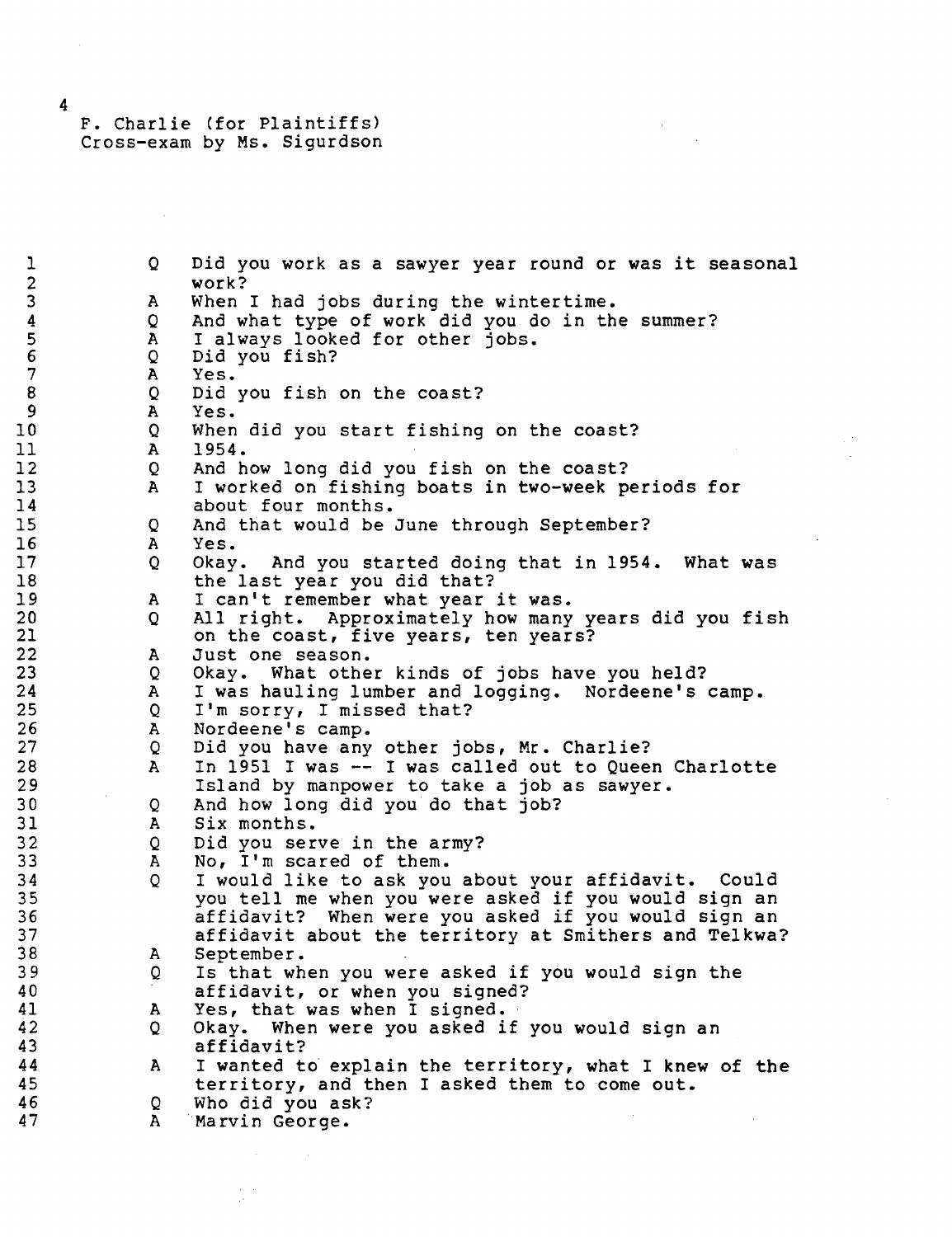F. Charlie (for Plaintiffs)
Cross-exam by Ms. Sigurdson

Q Did you work as a sawyer year round or was it seasonal work?

A When I had jobs during the wintertime.

Q And what type of work did you do in the summer?

A I always looked for other jobs.

Q Did you fish?

A Yes.

Q Did you fish on the coast?

A Yes.

Q When did you start fishing on the coast?

A 1954.

Q And how long did you fish on the coast?

A I worked on fishing boats in two-week periods for about four months.

Q And that would be June through September?

A Yes.

Q Okay. And you started doing that in 1954. What was the last year you did that?

A I can't remember what year it was.

Q All right. Approximately how many years did you fish on the coast, five years, ten years?

A Just one season.

Q Okay. What other kinds of jobs have you held?

A I was hauling lumber and logging. Nordeene's camp.

Q I'm sorry, I missed that?

A Nordeene's camp.

Q Did you have any other jobs, Mr. Charlie?

A In 1951 I was -- I was called out to Queen Charlotte Island by manpower to take a job as sawyer.

Q And how long did you do that job?

A Six months.

Q Did you serve in the army?

A No, I'm scared of them.

Q I would like to ask you about your affidavit. Could you tell me when you were asked if you would sign an affidavit? When were you asked if you would sign an affidavit about the territory at Smithers and Telkwa?

A September.

Q Is that when you were asked if you would sign the affidavit, or when you signed?

A Yes, that was when I signed.

Q Okay. When were you asked if you would sign an affidavit?

A I wanted to explain the territory, what I knew of the territory, and then I asked them to come out.

Q Who did you ask?

A Marvin George.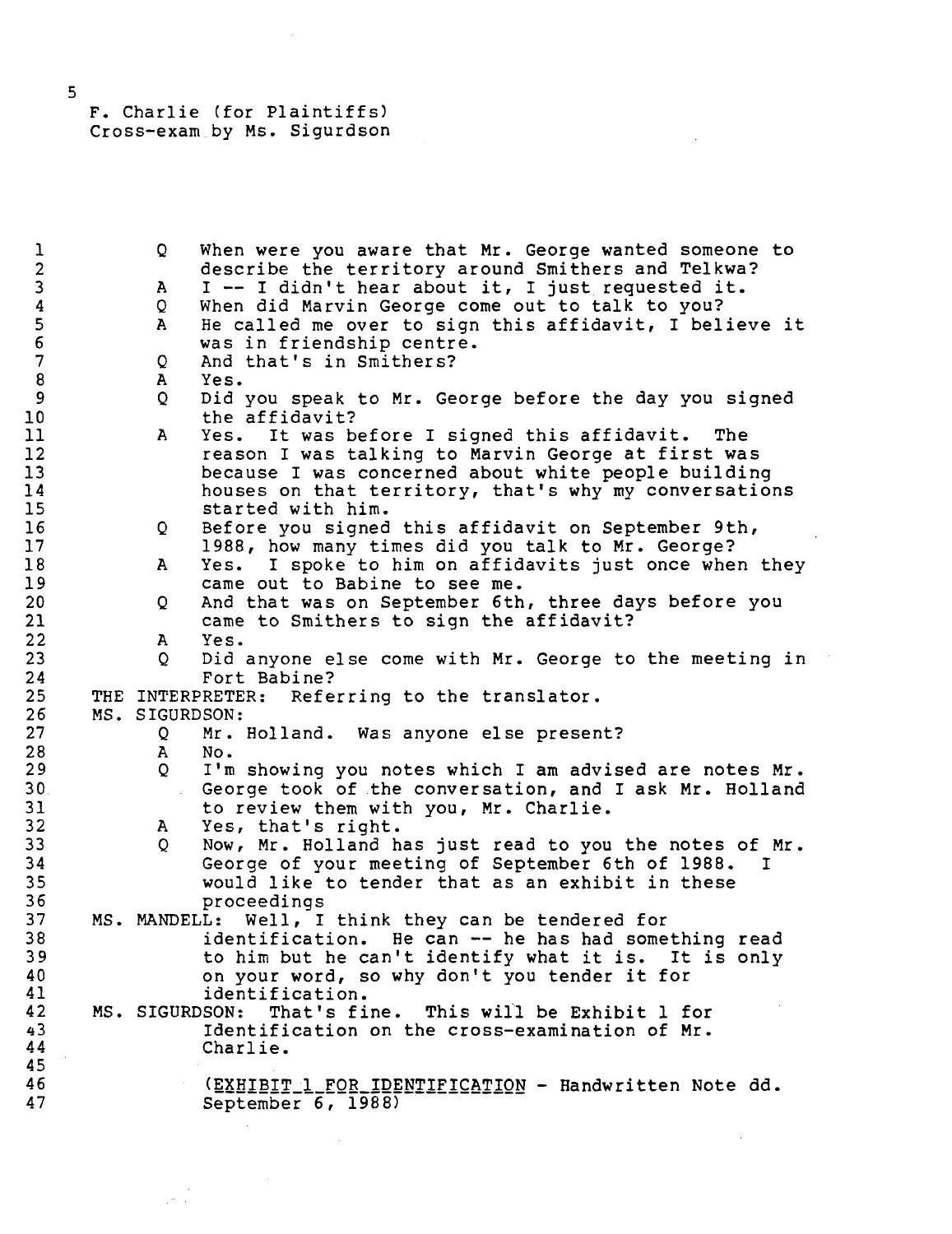F. Charlie (for Plaintiffs)
Cross-exam by Ms. Sigurdson

Q When were you aware that Mr. George wanted someone to describe the territory around Smithers and Telkwa?

A I -- I didn't hear about it, I just requested it.

Q When did Marvin George come out to talk to you?

A He called me over to sign this affidavit, I believe it was in friendship centre.

Q And that's in Smithers?

A Yes.

Q Did you speak to Mr. George before the day you signed the affidavit?

A Yes. It was before I signed this affidavit. The reason I was talking to Marvin George at first was because I was concerned about white people building houses on that territory, that's why my conversations started with him.

Q Before you signed this affidavit on September 9th, 1988, how many times did you talk to Mr. George?

A Yes. I spoke to him on affidavits just once when they came out to Babine to see me.

Q And that was on September 6th, three days before you came to Smithers to sign the affidavit?

A Yes.

Q Did anyone else come with Mr. George to the meeting in Fort Babine?

THE INTERPRETER: Referring to the translator.

MS. SIGURDSON:

Q Mr. Holland. Was anyone else present?

A No.

Q I'm showing you notes which I am advised are notes Mr. George took of the conversation, and I ask Mr. Holland to review them with you, Mr. Charlie.

A Yes, that's right.

Q Now, Mr. Holland has just read to you the notes of Mr. George of your meeting of September 6th of 1988. I would like to tender that as an exhibit in these proceedings

MS. MANDELL: Well, I think they can be tendered for identification. He can -- he has had something read to him but he can't identify what it is. It is only on your word, so why don't you tender it for identification.

MS. SIGURDSON: That's fine. This will be Exhibit 1 for Identification on the cross-examination of Mr. Charlie.

(EXHIBIT 1 FOR IDENTIFICATION - Handwritten Note dd. September 6, 1988)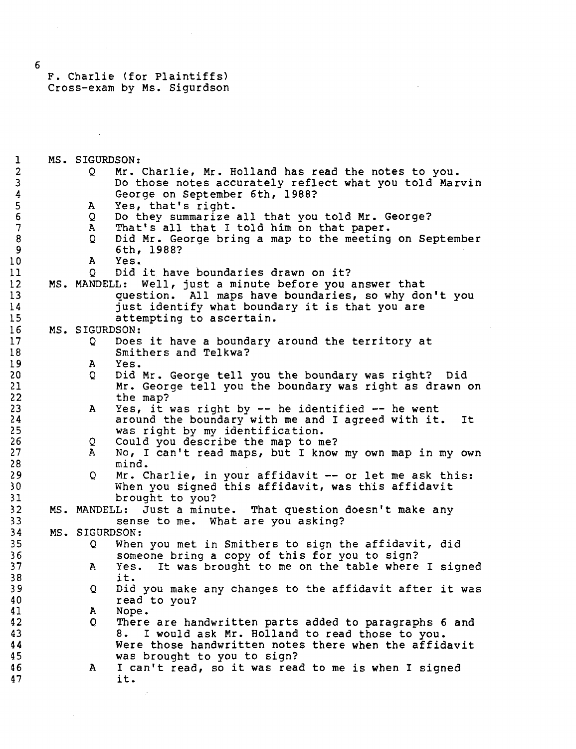F. Charlie (for Plaintiffs)
Cross-exam by Ms. Sigurdson

MS. SIGURDSON:

Q Mr. Charlie, Mr. Holland has read the notes to you. Do those notes accurately reflect what you told Marvin George on September 6th, 1988?

A Yes, that's right.

Q Do they summarize all that you told Mr. George?

A That's all that I told him on that paper.

Q Did Mr. George bring a map to the meeting on September 6th, 1988?

A Yes.

Q Did it have boundaries drawn on it?

MS. MANDELL: Well, just a minute before you answer that question. All maps have boundaries, so why don't you just identify what boundary it is that you are attempting to ascertain.

MS. SIGURDSON:

Q Does it have a boundary around the territory at Smithers and Telkwa?

A Yes.

Q Did Mr. George tell you the boundary was right? Did Mr. George tell you the boundary was right as drawn on the map?

A Yes, it was right by -- he identified -- he went around the boundary with me and I agreed with it. It was right by my identification.

Q Could you describe the map to me?

A No, I can't read maps, but I know my own map in my own mind.

Q Mr. Charlie, in your affidavit -- or let me ask this: When you signed this affidavit, was this affidavit brought to you?

MS. MANDELL: Just a minute. That question doesn't make any sense to me. What are you asking?

MS. SIGURDSON:

Q When you met in Smithers to sign the affidavit, did someone bring a copy of this for you to sign?

A Yes. It was brought to me on the table where I signed it.

Q Did you make any changes to the affidavit after it was read to you?

A Nope.

Q There are handwritten parts added to paragraphs 6 and 8. I would ask Mr. Holland to read those to you. Were those handwritten notes there when the affidavit was brought to you to sign?

A I can't read, so it was read to me is when I signed it.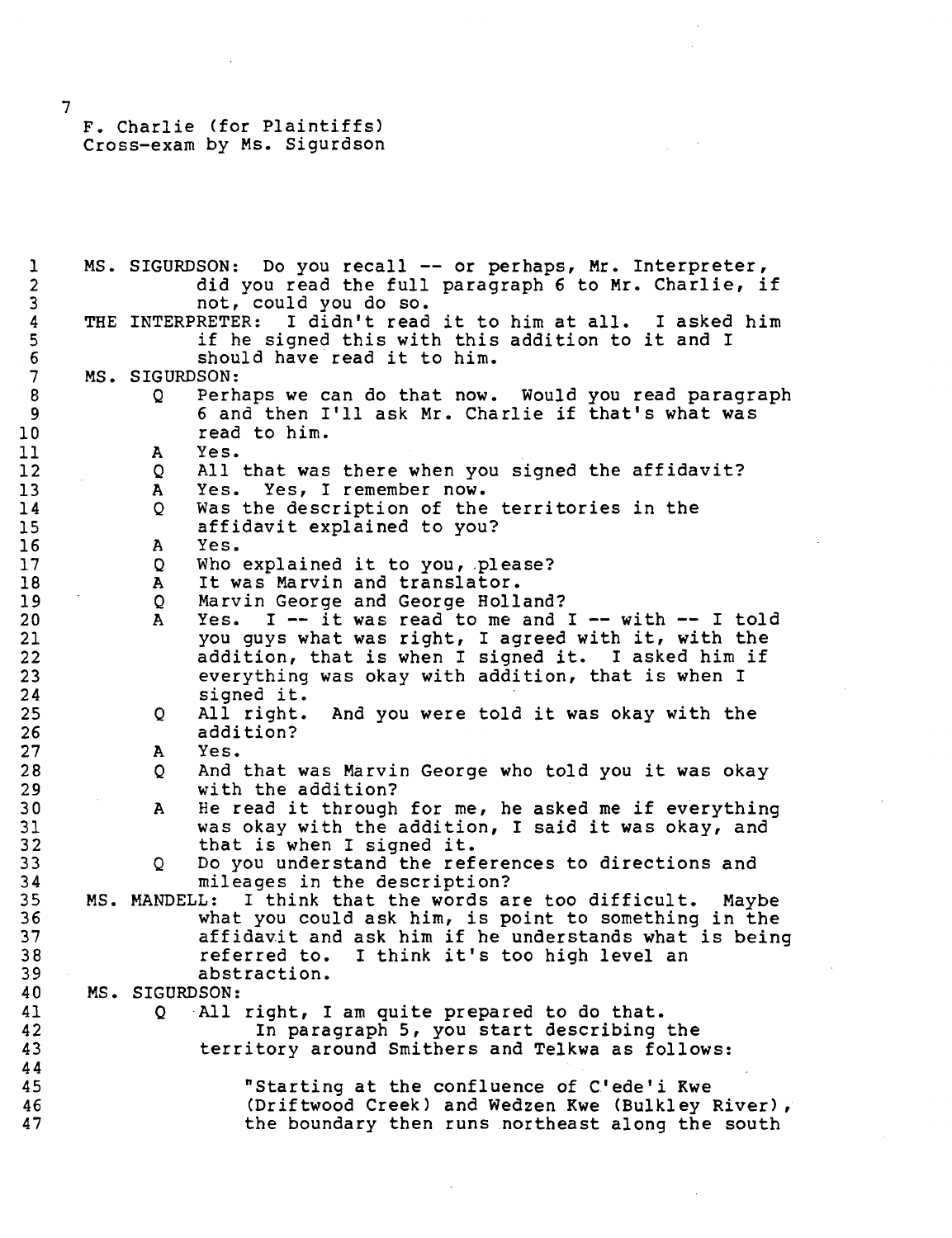F. Charlie (for Plaintiffs)
Cross-exam by Ms. Sigurdson

MS. SIGURDSON: Do you recall -- or perhaps, Mr. Interpreter, did you read the full paragraph 6 to Mr. Charlie, if not, could you do so.

THE INTERPRETER: I didn't read it to him at all. I asked him if he signed this with this addition to it and I should have read it to him.

MS. SIGURDSON:

Q Perhaps we can do that now. Would you read paragraph 6 and then I'll ask Mr. Charlie if that's what was read to him.

A Yes.

Q All that was there when you signed the affidavit?

A Yes. Yes, I remember now.

Q Was the description of the territories in the affidavit explained to you?

A Yes.

Q Who explained it to you, please?

A It was Marvin and translator.

Q Marvin George and George Holland?

A Yes. I -- it was read to me and I -- with -- I told you guys what was right, I agreed with it, with the addition, that is when I signed it. I asked him if everything was okay with addition, that is when I signed it.

Q All right. And you were told it was okay with the addition?

A Yes.

Q And that was Marvin George who told you it was okay with the addition?

A He read it through for me, he asked me if everything was okay with the addition, I said it was okay, and that is when I signed it.

Q Do you understand the references to directions and mileages in the description?

MS. MANDELL: I think that the words are too difficult. Maybe what you could ask him, is point to something in the affidavit and ask him if he understands what is being referred to. I think it's too high level an abstraction.

MS. SIGURDSON:

Q All right, I am quite prepared to do that.
In paragraph 5, you start describing the territory around Smithers and Telkwa as follows:

> "Starting at the confluence of C'ede'i Kwe (Driftwood Creek) and Wedzen Kwe (Bulkley River), the boundary then runs northeast along the south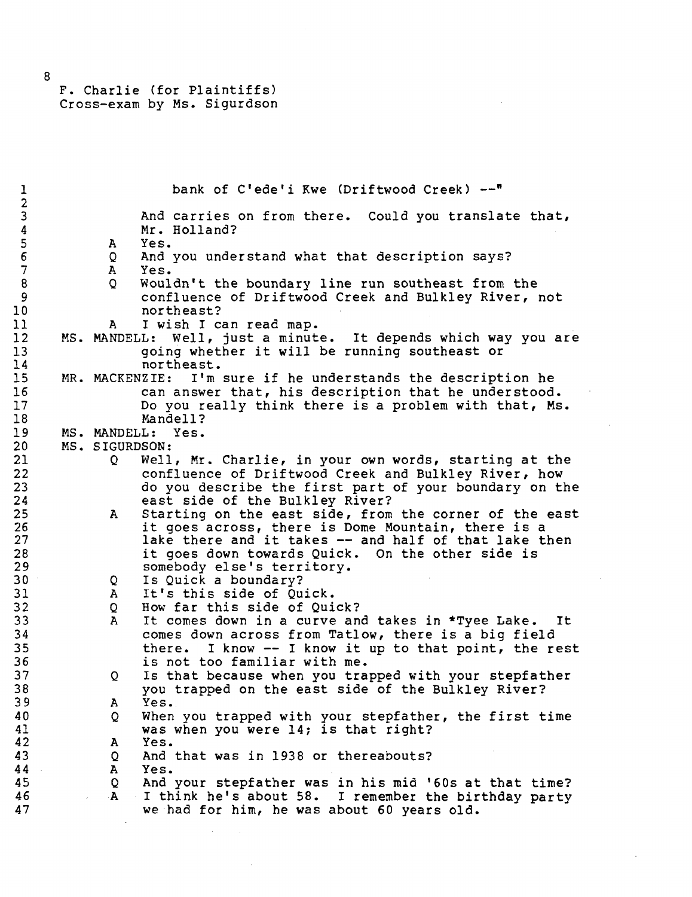F. Charlie (for Plaintiffs)
Cross-exam by Ms. Sigurdson

bank of C'ede'i Kwe (Driftwood Creek) --"

And carries on from there. Could you translate that, Mr. Holland?

A Yes.

Q And you understand what that description says?

A Yes.

Q Wouldn't the boundary line run southeast from the confluence of Driftwood Creek and Bulkley River, not northeast?

A I wish I can read map.

MS. MANDELL: Well, just a minute. It depends which way you are going whether it will be running southeast or northeast.

MR. MACKENZIE: I'm sure if he understands the description he can answer that, his description that he understood. Do you really think there is a problem with that, Ms. Mandell?

MS. MANDELL: Yes.

MS. SIGURDSON:

Q Well, Mr. Charlie, in your own words, starting at the confluence of Driftwood Creek and Bulkley River, how do you describe the first part of your boundary on the east side of the Bulkley River?

A Starting on the east side, from the corner of the east it goes across, there is Dome Mountain, there is a lake there and it takes -- and half of that lake then it goes down towards Quick. On the other side is somebody else's territory.

Q Is Quick a boundary?

A It's this side of Quick.

Q How far this side of Quick?

A It comes down in a curve and takes in *Tyee Lake. It comes down across from Tatlow, there is a big field there. I know -- I know it up to that point, the rest is not too familiar with me.

Q Is that because when you trapped with your stepfather you trapped on the east side of the Bulkley River?

A Yes.

Q When you trapped with your stepfather, the first time was when you were 14; is that right?

A Yes.

Q And that was in 1938 or thereabouts?

A Yes.

Q And your stepfather was in his mid '60s at that time?

A I think he's about 58. I remember the birthday party we had for him, he was about 60 years old.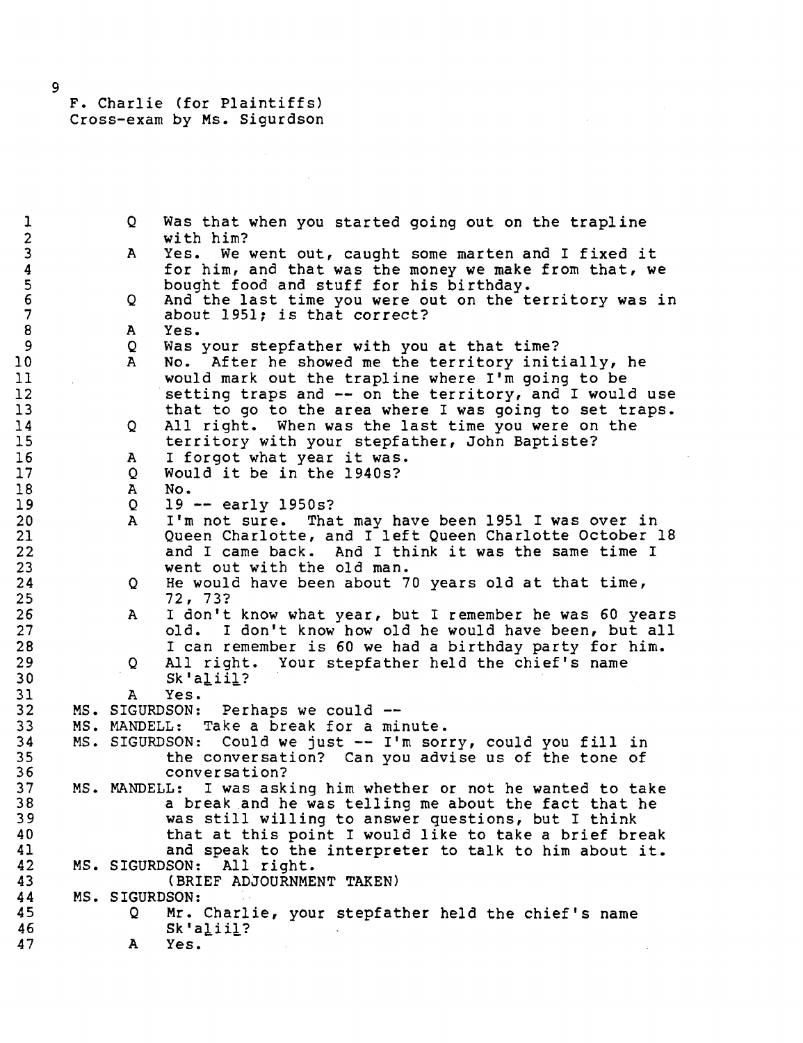F. Charlie (for Plaintiffs)
Cross-exam by Ms. Sigurdson

Q Was that when you started going out on the trapline with him?

A Yes. We went out, caught some marten and I fixed it for him, and that was the money we make from that, we bought food and stuff for his birthday.

Q And the last time you were out on the territory was in about 1951; is that correct?

A Yes.

Q Was your stepfather with you at that time?

A No. After he showed me the territory initially, he would mark out the trapline where I'm going to be setting traps and -- on the territory, and I would use that to go to the area where I was going to set traps.

Q All right. When was the last time you were on the territory with your stepfather, John Baptiste?

A I forgot what year it was.

Q Would it be in the 1940s?

A No.

Q 19 -- early 1950s?

A I'm not sure. That may have been 1951 I was over in Queen Charlotte, and I left Queen Charlotte October 18 and I came back. And I think it was the same time I went out with the old man.

Q He would have been about 70 years old at that time, 72, 73?

A I don't know what year, but I remember he was 60 years old. I don't know how old he would have been, but all I can remember is 60 we had a birthday party for him.

Q All right. Your stepfather held the chief's name Sk'ali̲il̲?

A Yes.

MS. SIGURDSON: Perhaps we could --

MS. MANDELL: Take a break for a minute.

MS. SIGURDSON: Could we just -- I'm sorry, could you fill in the conversation? Can you advise us of the tone of conversation?

MS. MANDELL: I was asking him whether or not he wanted to take a break and he was telling me about the fact that he was still willing to answer questions, but I think that at this point I would like to take a brief break and speak to the interpreter to talk to him about it.

MS. SIGURDSON: All right.

(BRIEF ADJOURNMENT TAKEN)

MS. SIGURDSON:

Q Mr. Charlie, your stepfather held the chief's name Sk'ali̲il̲?

A Yes.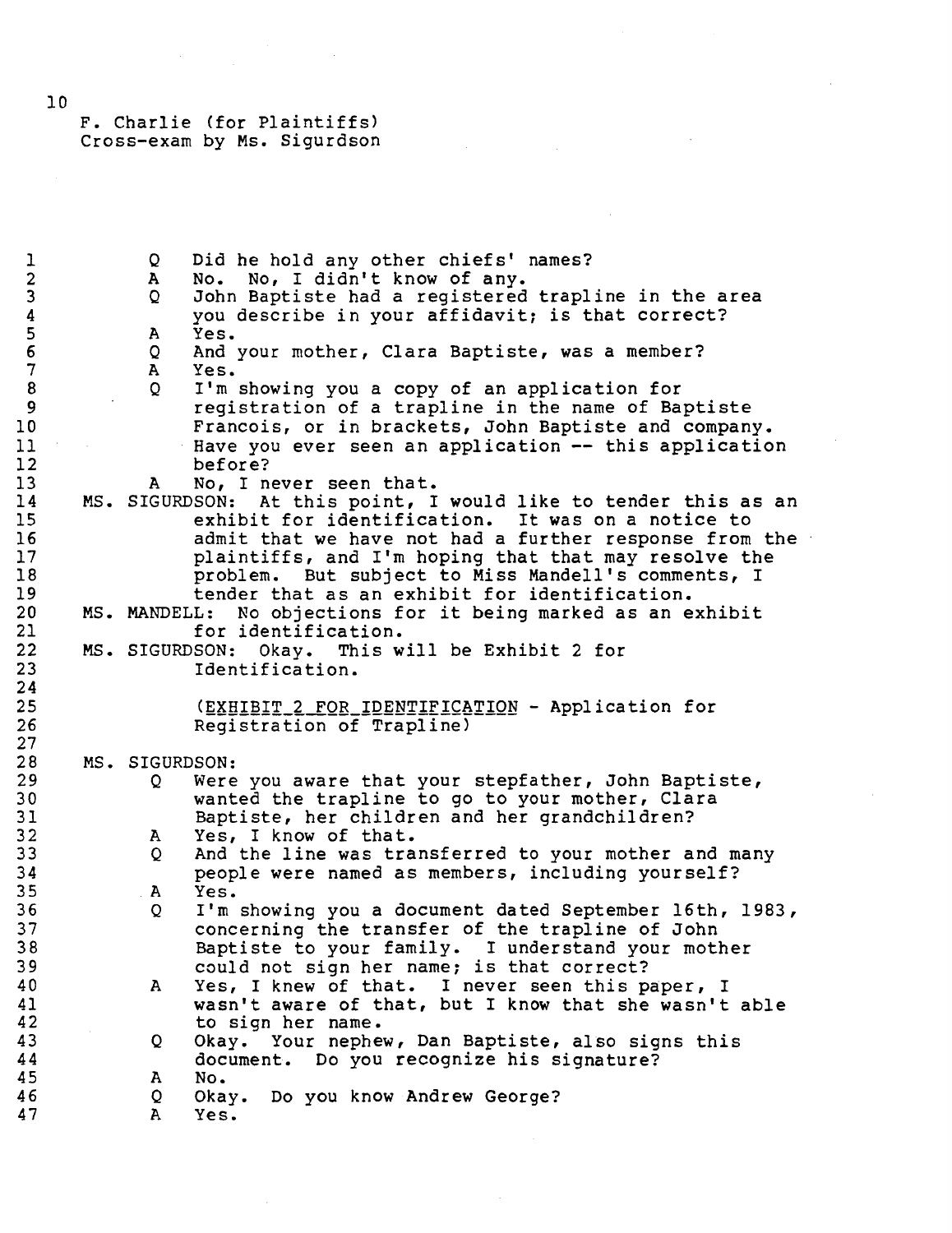F. Charlie (for Plaintiffs)
Cross-exam by Ms. Sigurdson

Q Did he hold any other chiefs' names?

A No. No, I didn't know of any.

Q John Baptiste had a registered trapline in the area you describe in your affidavit; is that correct?

A Yes.

Q And your mother, Clara Baptiste, was a member?

A Yes.

Q I'm showing you a copy of an application for registration of a trapline in the name of Baptiste Francois, or in brackets, John Baptiste and company. Have you ever seen an application -- this application before?

A No, I never seen that.

MS. SIGURDSON: At this point, I would like to tender this as an exhibit for identification. It was on a notice to admit that we have not had a further response from the plaintiffs, and I'm hoping that that may resolve the problem. But subject to Miss Mandell's comments, I tender that as an exhibit for identification.

MS. MANDELL: No objections for it being marked as an exhibit for identification.

MS. SIGURDSON: Okay. This will be Exhibit 2 for Identification.

(EXHIBIT 2 FOR IDENTIFICATION - Application for Registration of Trapline)

MS. SIGURDSON:

Q Were you aware that your stepfather, John Baptiste, wanted the trapline to go to your mother, Clara Baptiste, her children and her grandchildren?

A Yes, I know of that.

Q And the line was transferred to your mother and many people were named as members, including yourself?

A Yes.

Q I'm showing you a document dated September 16th, 1983, concerning the transfer of the trapline of John Baptiste to your family. I understand your mother could not sign her name; is that correct?

A Yes, I knew of that. I never seen this paper, I wasn't aware of that, but I know that she wasn't able to sign her name.

Q Okay. Your nephew, Dan Baptiste, also signs this document. Do you recognize his signature?

A No.

Q Okay. Do you know Andrew George?

A Yes.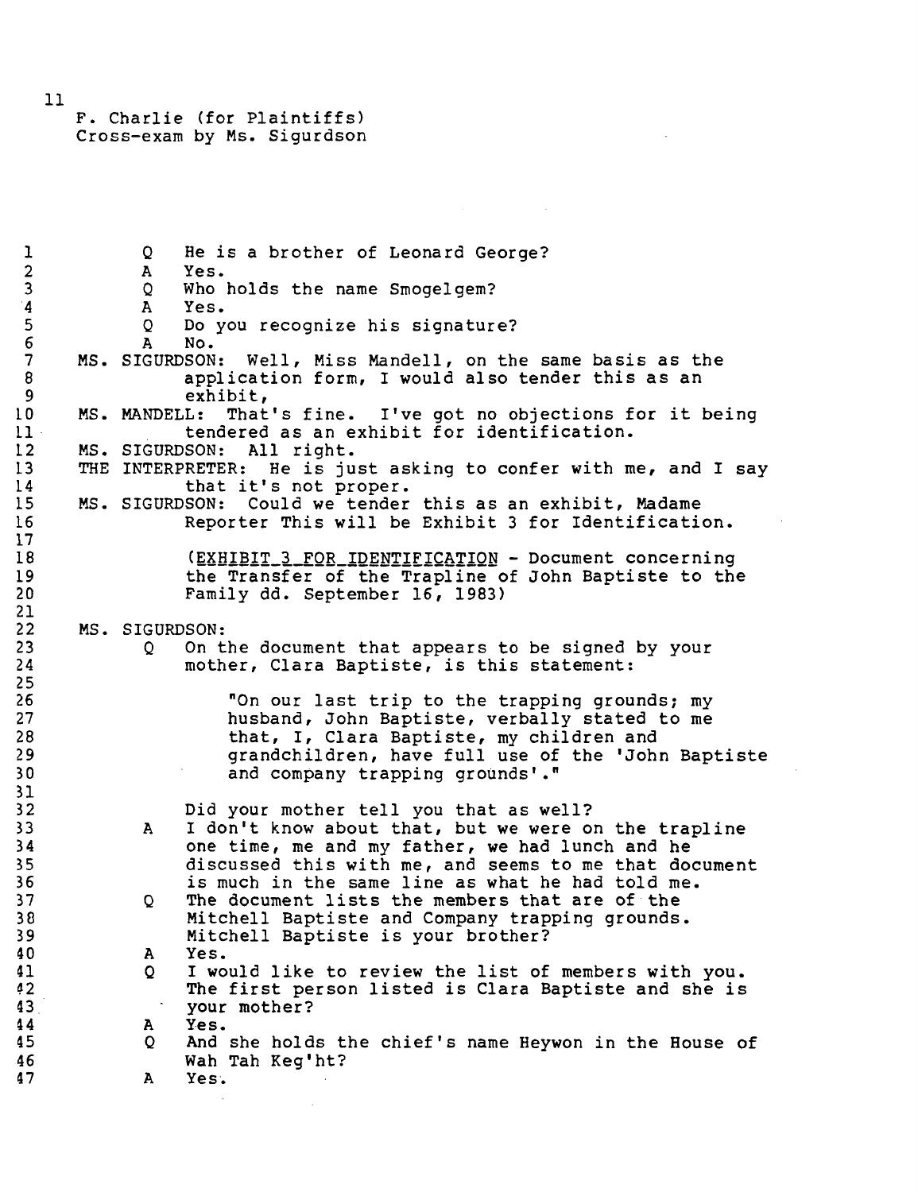F. Charlie (for Plaintiffs)
Cross-exam by Ms. Sigurdson

Q He is a brother of Leonard George?

A Yes.

Q Who holds the name Smogelgem?

A Yes.

Q Do you recognize his signature?

A No.

MS. SIGURDSON: Well, Miss Mandell, on the same basis as the application form, I would also tender this as an exhibit,

MS. MANDELL: That's fine. I've got no objections for it being tendered as an exhibit for identification.

MS. SIGURDSON: All right.

THE INTERPRETER: He is just asking to confer with me, and I say that it's not proper.

MS. SIGURDSON: Could we tender this as an exhibit, Madame Reporter This will be Exhibit 3 for Identification.

(EXHIBIT 3 FOR IDENTIFICATION - Document concerning the Transfer of the Trapline of John Baptiste to the Family dd. September 16, 1983)

MS. SIGURDSON:

Q On the document that appears to be signed by your mother, Clara Baptiste, is this statement:

> "On our last trip to the trapping grounds; my husband, John Baptiste, verbally stated to me that, I, Clara Baptiste, my children and grandchildren, have full use of the 'John Baptiste and company trapping grounds'."

Did your mother tell you that as well?

A I don't know about that, but we were on the trapline one time, me and my father, we had lunch and he discussed this with me, and seems to me that document is much in the same line as what he had told me.

Q The document lists the members that are of the Mitchell Baptiste and Company trapping grounds. Mitchell Baptiste is your brother?

A Yes.

Q I would like to review the list of members with you. The first person listed is Clara Baptiste and she is your mother?

A Yes.

Q And she holds the chief's name Heywon in the House of Wah Tah Keg'ht?

A Yes.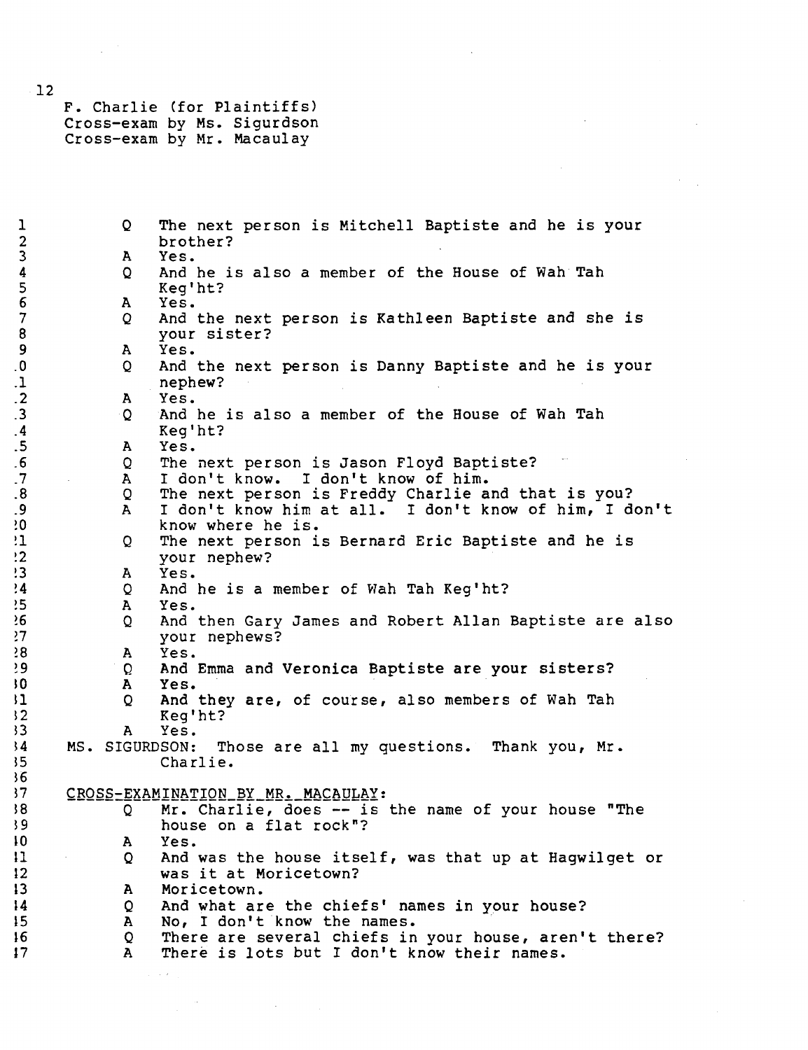F. Charlie (for Plaintiffs)
Cross-exam by Ms. Sigurdson
Cross-exam by Mr. Macaulay

Q The next person is Mitchell Baptiste and he is your brother?

A Yes.

Q And he is also a member of the House of Wah Tah Keg'ht?

A Yes.

Q And the next person is Kathleen Baptiste and she is your sister?

A Yes.

Q And the next person is Danny Baptiste and he is your nephew?

A Yes.

Q And he is also a member of the House of Wah Tah Keg'ht?

A Yes.

Q The next person is Jason Floyd Baptiste?

A I don't know. I don't know of him.

Q The next person is Freddy Charlie and that is you?

A I don't know him at all. I don't know of him, I don't know where he is.

Q The next person is Bernard Eric Baptiste and he is your nephew?

A Yes.

Q And he is a member of Wah Tah Keg'ht?

A Yes.

Q And then Gary James and Robert Allan Baptiste are also your nephews?

A Yes.

Q And Emma and Veronica Baptiste are your sisters?

A Yes.

Q And they are, of course, also members of Wah Tah Keg'ht?

A Yes.

MS. SIGURDSON: Those are all my questions. Thank you, Mr. Charlie.

CROSS-EXAMINATION BY MR. MACAULAY:

Q Mr. Charlie, does -- is the name of your house "The house on a flat rock"?

A Yes.

Q And was the house itself, was that up at Hagwilget or was it at Moricetown?

A Moricetown.

Q And what are the chiefs' names in your house?

A No, I don't know the names.

Q There are several chiefs in your house, aren't there?

A There is lots but I don't know their names.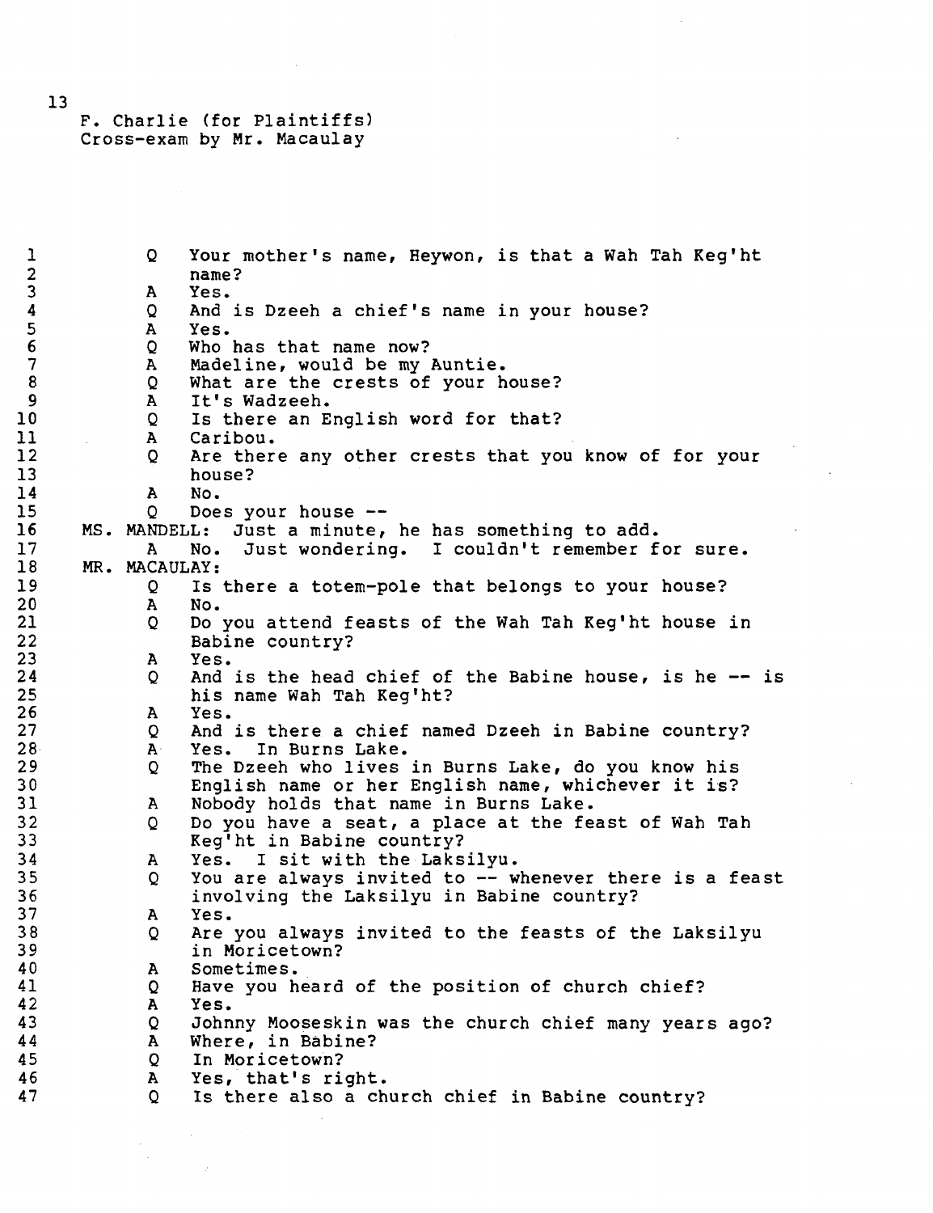F. Charlie (for Plaintiffs)
Cross-exam by Mr. Macaulay

1 Q Your mother's name, Heywon, is that a Wah Tah Keg'ht
2 name?
3 A Yes.
4 Q And is Dzeeh a chief's name in your house?
5 A Yes.
6 Q Who has that name now?
7 A Madeline, would be my Auntie.
8 Q What are the crests of your house?
9 A It's Wadzeeh.
10 Q Is there an English word for that?
11 A Caribou.
12 Q Are there any other crests that you know of for your
13 house?
14 A No.
15 Q Does your house --
16 MS. MANDELL: Just a minute, he has something to add.
17 A No. Just wondering. I couldn't remember for sure.
18 MR. MACAULAY:
19 Q Is there a totem-pole that belongs to your house?
20 A No.
21 Q Do you attend feasts of the Wah Tah Keg'ht house in
22 Babine country?
23 A Yes.
24 Q And is the head chief of the Babine house, is he -- is
25 his name Wah Tah Keg'ht?
26 A Yes.
27 Q And is there a chief named Dzeeh in Babine country?
28 A Yes. In Burns Lake.
29 Q The Dzeeh who lives in Burns Lake, do you know his
30 English name or her English name, whichever it is?
31 A Nobody holds that name in Burns Lake.
32 Q Do you have a seat, a place at the feast of Wah Tah
33 Keg'ht in Babine country?
34 A Yes. I sit with the Laksilyu.
35 Q You are always invited to -- whenever there is a feast
36 involving the Laksilyu in Babine country?
37 A Yes.
38 Q Are you always invited to the feasts of the Laksilyu
39 in Moricetown?
40 A Sometimes.
41 Q Have you heard of the position of church chief?
42 A Yes.
43 Q Johnny Mooseskin was the church chief many years ago?
44 A Where, in Babine?
45 Q In Moricetown?
46 A Yes, that's right.
47 Q Is there also a church chief in Babine country?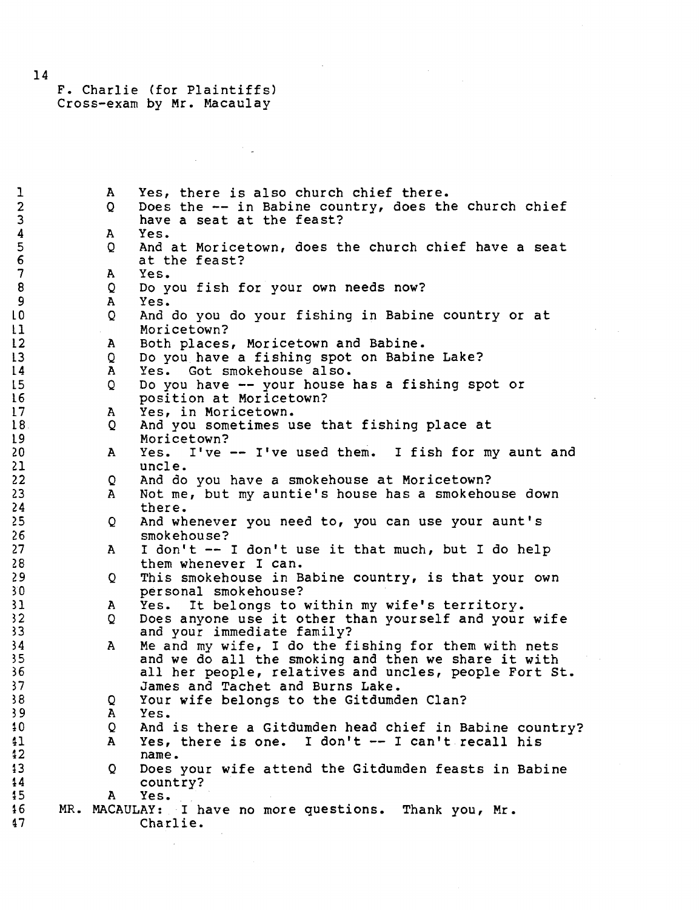F. Charlie (for Plaintiffs)
Cross-exam by Mr. Macaulay

A Yes, there is also church chief there.

Q Does the -- in Babine country, does the church chief have a seat at the feast?

A Yes.

Q And at Moricetown, does the church chief have a seat at the feast?

A Yes.

Q Do you fish for your own needs now?

A Yes.

Q And do you do your fishing in Babine country or at Moricetown?

A Both places, Moricetown and Babine.

Q Do you have a fishing spot on Babine Lake?

A Yes. Got smokehouse also.

Q Do you have -- your house has a fishing spot or position at Moricetown?

A Yes, in Moricetown.

Q And you sometimes use that fishing place at Moricetown?

A Yes. I've -- I've used them. I fish for my aunt and uncle.

Q And do you have a smokehouse at Moricetown?

A Not me, but my auntie's house has a smokehouse down there.

Q And whenever you need to, you can use your aunt's smokehouse?

A I don't -- I don't use it that much, but I do help them whenever I can.

Q This smokehouse in Babine country, is that your own personal smokehouse?

A Yes. It belongs to within my wife's territory.

Q Does anyone use it other than yourself and your wife and your immediate family?

A Me and my wife, I do the fishing for them with nets and we do all the smoking and then we share it with all her people, relatives and uncles, people Fort St. James and Tachet and Burns Lake.

Q Your wife belongs to the Gitdumden Clan?

A Yes.

Q And is there a Gitdumden head chief in Babine country?

A Yes, there is one. I don't -- I can't recall his name.

Q Does your wife attend the Gitdumden feasts in Babine country?

A Yes.

MR. MACAULAY: I have no more questions. Thank you, Mr. Charlie.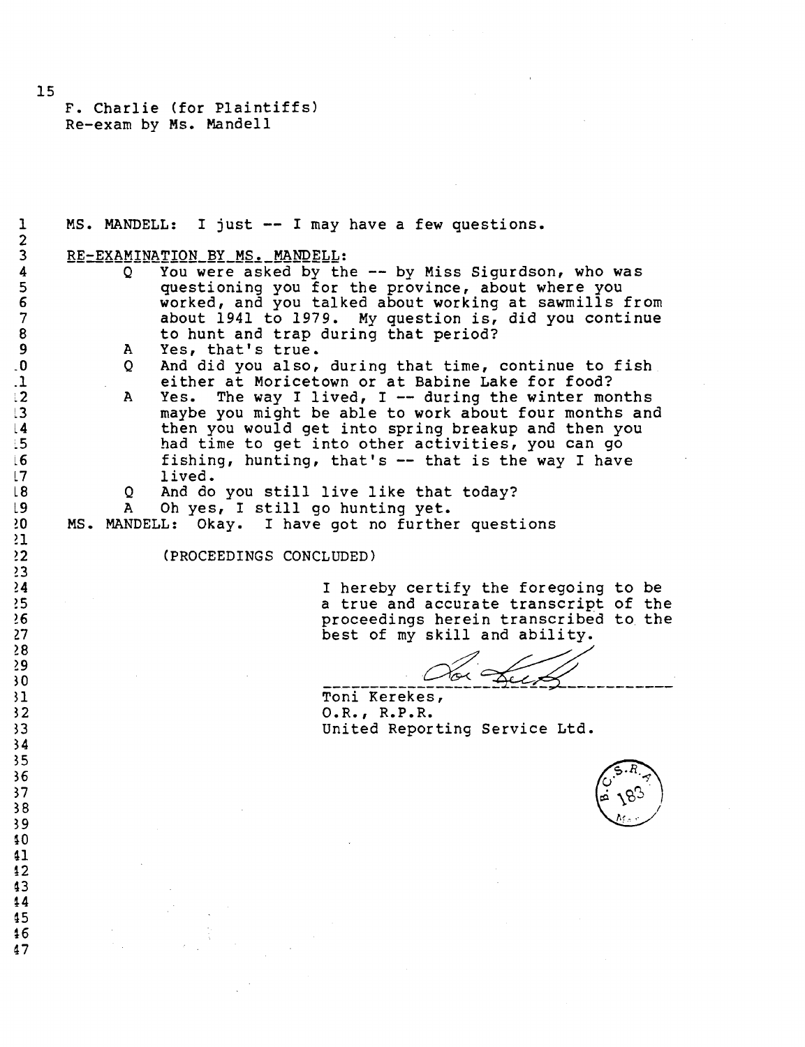F. Charlie (for Plaintiffs)
Re-exam by Ms. Mandell

MS. MANDELL: I just -- I may have a few questions.

RE-EXAMINATION BY MS. MANDELL:

Q You were asked by the -- by Miss Sigurdson, who was questioning you for the province, about where you worked, and you talked about working at sawmills from about 1941 to 1979. My question is, did you continue to hunt and trap during that period?

A Yes, that's true.

Q And did you also, during that time, continue to fish either at Moricetown or at Babine Lake for food?

A Yes. The way I lived, I -- during the winter months maybe you might be able to work about four months and then you would get into spring breakup and then you had time to get into other activities, you can go fishing, hunting, that's -- that is the way I have lived.

Q And do you still live like that today?

A Oh yes, I still go hunting yet.

MS. MANDELL: Okay. I have got no further questions

(PROCEEDINGS CONCLUDED)

I hereby certify the foregoing to be a true and accurate transcript of the proceedings herein transcribed to the best of my skill and ability.

Toni Kerekes,
O.R., R.P.R.
United Reporting Service Ltd.

B.C.S.R.A. 183